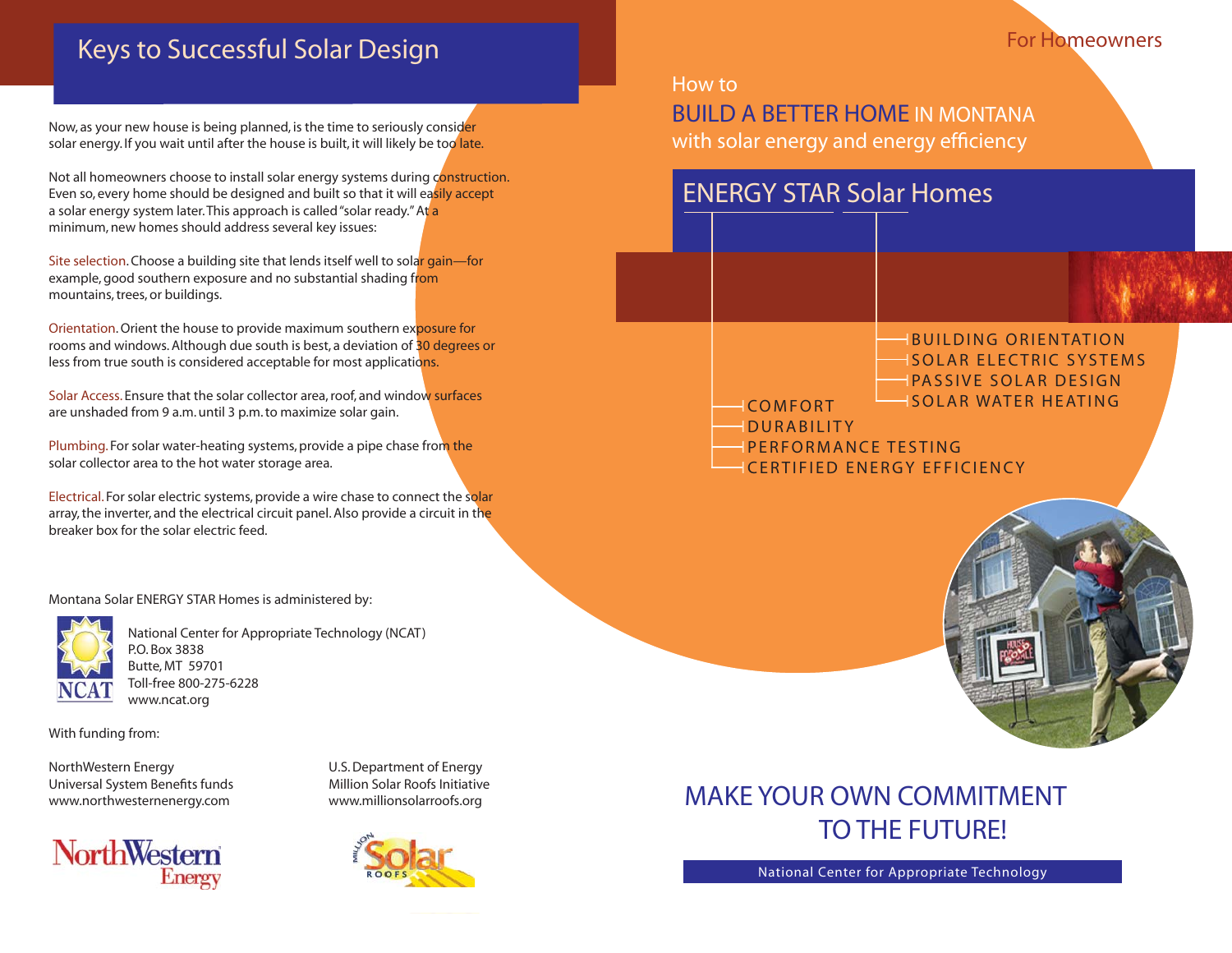# Keys to Successful Solar Design

Now, as your new house is being planned, is the time to seriously consider solar energy. If you wait until after the house is built, it will likely be too late.

Not all homeowners choose to install solar energy systems during construction. Even so, every home should be designed and built so that it will easily accept a solar energy system later. This approach is called "solar ready." At a minimum, new homes should address several key issues:

Site selection. Choose a building site that lends itself well to solar gain—for example, good southern exposure and no substantial shading from mountains, trees, or buildings.

Orientation. Orient the house to provide maximum southern exposure for rooms and windows. Although due south is best, a deviation of 30 degrees or less from true south is considered acceptable for most applications.

Solar Access. Ensure that the solar collector area, roof, and window surfaces are unshaded from 9 a.m. until 3 p.m. to maximize solar gain.

Plumbing. For solar water-heating systems, provide a pipe chase from the solar collector area to the hot water storage area.

Electrical. For solar electric systems, provide a wire chase to connect the solar array, the inverter, and the electrical circuit panel. Also provide a circuit in the breaker box for the solar electric feed.

Montana Solar ENERGY STAR Homes is administered by:

National Center for Appropriate Technology (NCAT)
P.O. Box 3838
Butte, MT 59701
Toll-free 800-275-6228
www.ncat.org

With funding from:

NorthWestern Energy
Universal System Benefits funds
www.northwesternenergy.com

U.S. Department of Energy
Million Solar Roofs Initiative
www.millionsolarroofs.org

For Homeowners

How to
BUILD A BETTER HOME IN MONTANA
with solar energy and energy efficiency

## ENERGY STAR Solar Homes

- BUILDING ORIENTATION
- SOLAR ELECTRIC SYSTEMS
- PASSIVE SOLAR DESIGN
- SOLAR WATER HEATING

- COMFORT
- DURABILITY
- PERFORMANCE TESTING
- CERTIFIED ENERGY EFFICIENCY

## MAKE YOUR OWN COMMITMENT TO THE FUTURE!

National Center for Appropriate Technology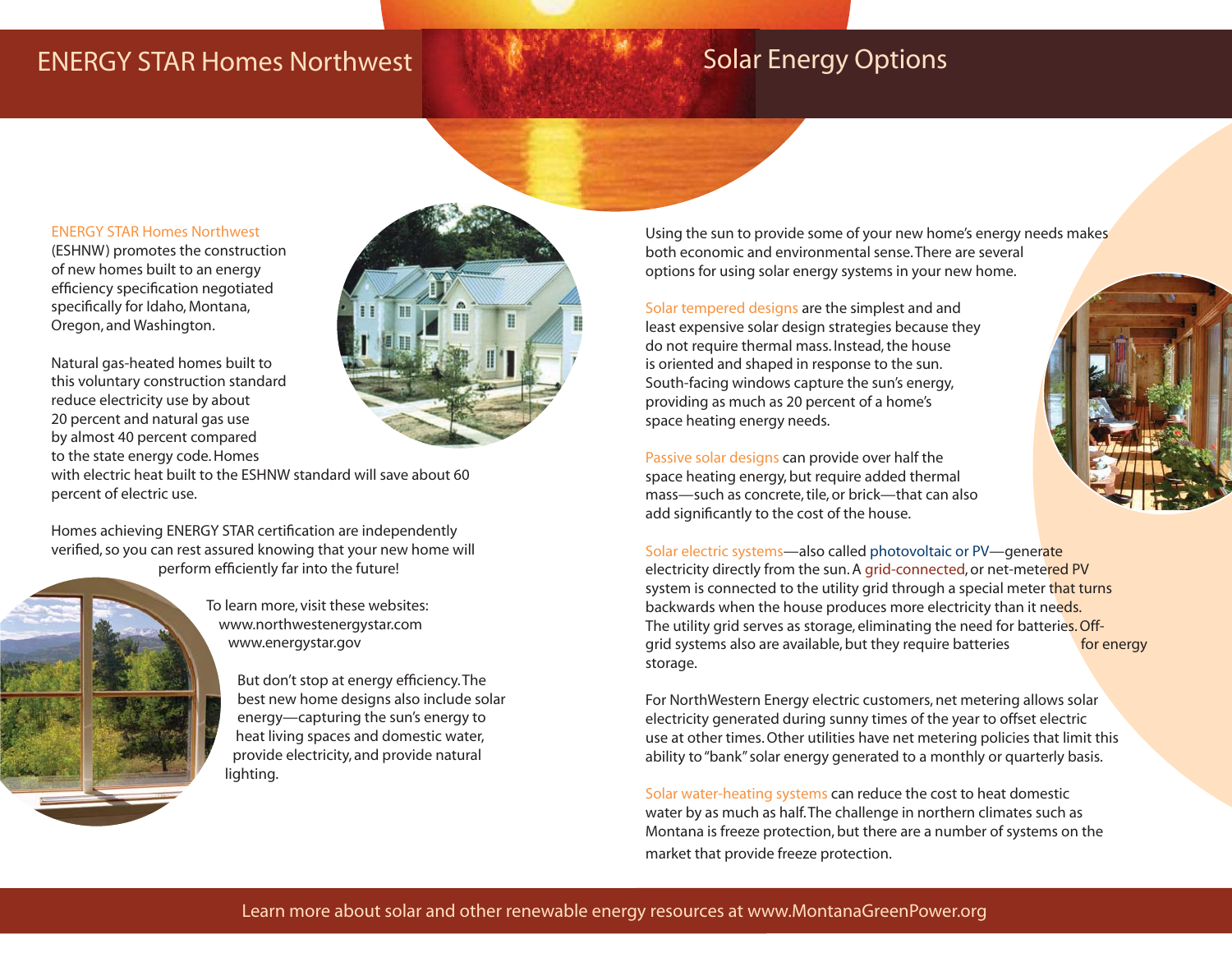# ENERGY STAR Homes Northwest

ENERGY STAR Homes Northwest (ESHNW) promotes the construction of new homes built to an energy efficiency specification negotiated specifically for Idaho, Montana, Oregon, and Washington.

Natural gas-heated homes built to this voluntary construction standard reduce electricity use by about 20 percent and natural gas use by almost 40 percent compared to the state energy code. Homes with electric heat built to the ESHNW standard will save about 60 percent of electric use.

Homes achieving ENERGY STAR certification are independently verified, so you can rest assured knowing that your new home will perform efficiently far into the future!

To learn more, visit these websites:
www.northwestenergystar.com
www.energystar.gov

But don't stop at energy efficiency. The best new home designs also include solar energy—capturing the sun's energy to heat living spaces and domestic water, provide electricity, and provide natural lighting.

# Solar Energy Options

Using the sun to provide some of your new home's energy needs makes both economic and environmental sense. There are several options for using solar energy systems in your new home.

Solar tempered designs are the simplest and and least expensive solar design strategies because they do not require thermal mass. Instead, the house is oriented and shaped in response to the sun. South-facing windows capture the sun's energy, providing as much as 20 percent of a home's space heating energy needs.

Passive solar designs can provide over half the space heating energy, but require added thermal mass—such as concrete, tile, or brick—that can also add significantly to the cost of the house.

Solar electric systems—also called photovoltaic or PV—generate electricity directly from the sun. A grid-connected, or net-metered PV system is connected to the utility grid through a special meter that turns backwards when the house produces more electricity than it needs. The utility grid serves as storage, eliminating the need for batteries. Off-grid systems also are available, but they require batteries for energy storage.

For NorthWestern Energy electric customers, net metering allows solar electricity generated during sunny times of the year to offset electric use at other times. Other utilities have net metering policies that limit this ability to "bank" solar energy generated to a monthly or quarterly basis.

Solar water-heating systems can reduce the cost to heat domestic water by as much as half. The challenge in northern climates such as Montana is freeze protection, but there are a number of systems on the market that provide freeze protection.

Learn more about solar and other renewable energy resources at www.MontanaGreenPower.org